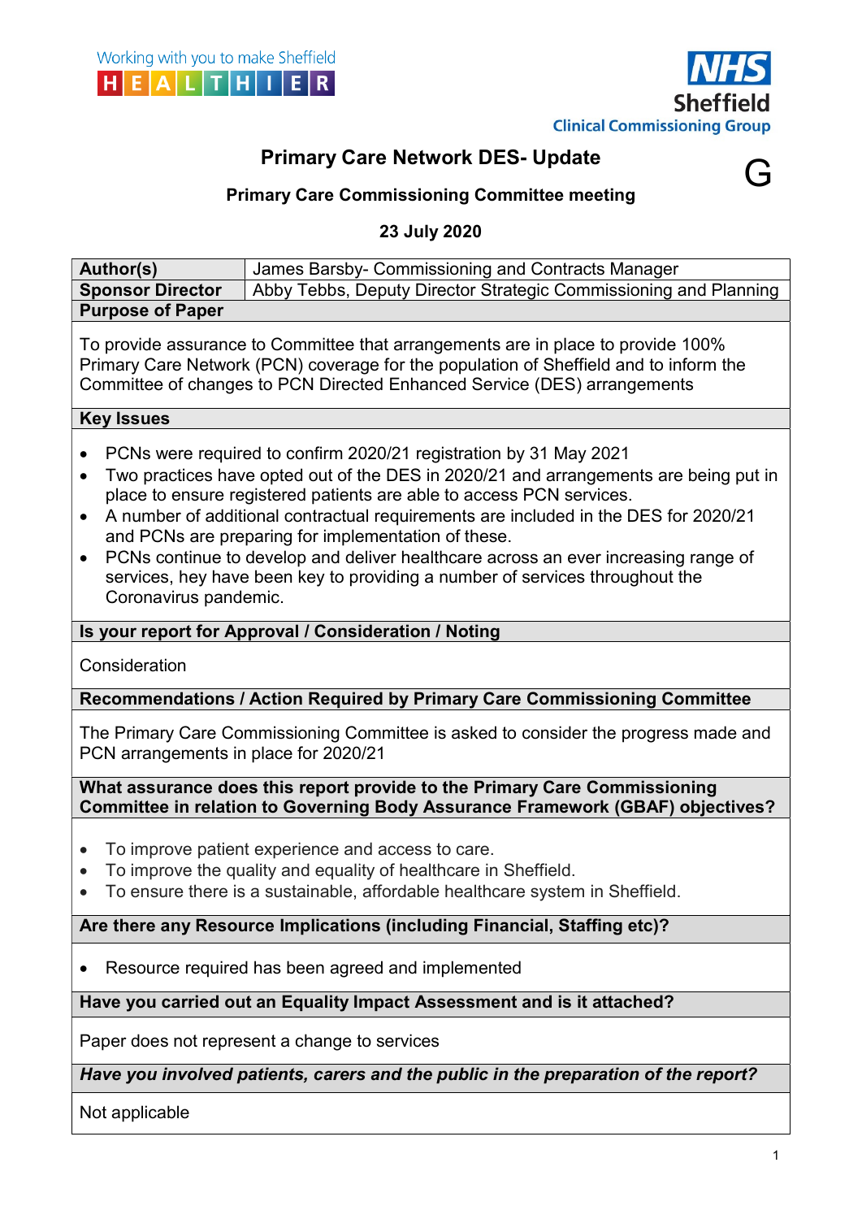Working with you to make Sheffield HEALTHIER

NHS Sheffield Clinical Commissioning Group

# Primary Care Network DES- Update

G

## Primary Care Commissioning Committee meeting

### 23 July 2020

| Author(s) | James Barsby- Commissioning and Contracts Manager |
|---|---|
| Sponsor Director | Abby Tebbs, Deputy Director Strategic Commissioning and Planning |

**Purpose of Paper**

To provide assurance to Committee that arrangements are in place to provide 100% Primary Care Network (PCN) coverage for the population of Sheffield and to inform the Committee of changes to PCN Directed Enhanced Service (DES) arrangements

**Key Issues**

- PCNs were required to confirm 2020/21 registration by 31 May 2021
- Two practices have opted out of the DES in 2020/21 and arrangements are being put in place to ensure registered patients are able to access PCN services.
- A number of additional contractual requirements are included in the DES for 2020/21 and PCNs are preparing for implementation of these.
- PCNs continue to develop and deliver healthcare across an ever increasing range of services, hey have been key to providing a number of services throughout the Coronavirus pandemic.

**Is your report for Approval / Consideration / Noting**

Consideration

**Recommendations / Action Required by Primary Care Commissioning Committee**

The Primary Care Commissioning Committee is asked to consider the progress made and PCN arrangements in place for 2020/21

**What assurance does this report provide to the Primary Care Commissioning Committee in relation to Governing Body Assurance Framework (GBAF) objectives?**

- To improve patient experience and access to care.
- To improve the quality and equality of healthcare in Sheffield.
- To ensure there is a sustainable, affordable healthcare system in Sheffield.

**Are there any Resource Implications (including Financial, Staffing etc)?**

- Resource required has been agreed and implemented

**Have you carried out an Equality Impact Assessment and is it attached?**

Paper does not represent a change to services

***Have you involved patients, carers and the public in the preparation of the report?***

Not applicable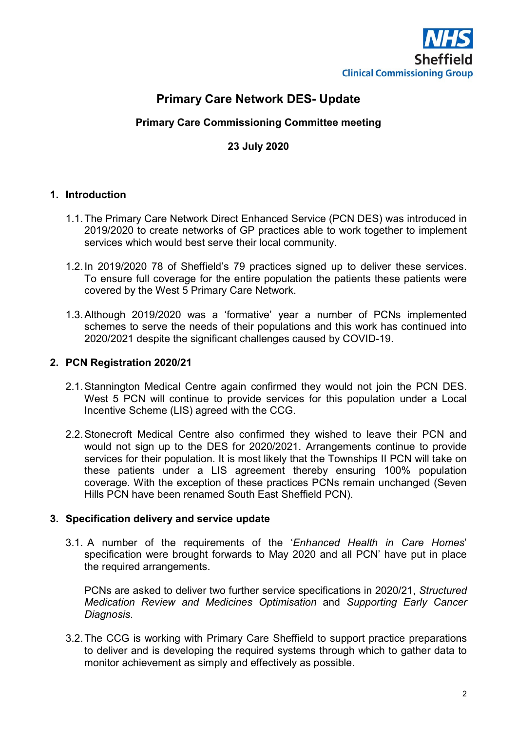NHS Sheffield Clinical Commissioning Group

# Primary Care Network DES- Update

**Primary Care Commissioning Committee meeting**

**23 July 2020**

## 1. Introduction

1.1. The Primary Care Network Direct Enhanced Service (PCN DES) was introduced in 2019/2020 to create networks of GP practices able to work together to implement services which would best serve their local community.

1.2. In 2019/2020 78 of Sheffield's 79 practices signed up to deliver these services. To ensure full coverage for the entire population the patients these patients were covered by the West 5 Primary Care Network.

1.3. Although 2019/2020 was a 'formative' year a number of PCNs implemented schemes to serve the needs of their populations and this work has continued into 2020/2021 despite the significant challenges caused by COVID-19.

## 2. PCN Registration 2020/21

2.1. Stannington Medical Centre again confirmed they would not join the PCN DES. West 5 PCN will continue to provide services for this population under a Local Incentive Scheme (LIS) agreed with the CCG.

2.2. Stonecroft Medical Centre also confirmed they wished to leave their PCN and would not sign up to the DES for 2020/2021. Arrangements continue to provide services for their population. It is most likely that the Townships II PCN will take on these patients under a LIS agreement thereby ensuring 100% population coverage. With the exception of these practices PCNs remain unchanged (Seven Hills PCN have been renamed South East Sheffield PCN).

## 3. Specification delivery and service update

3.1. A number of the requirements of the '*Enhanced Health in Care Homes*' specification were brought forwards to May 2020 and all PCN' have put in place the required arrangements.

PCNs are asked to deliver two further service specifications in 2020/21, *Structured Medication Review and Medicines Optimisation* and *Supporting Early Cancer Diagnosis*.

3.2. The CCG is working with Primary Care Sheffield to support practice preparations to deliver and is developing the required systems through which to gather data to monitor achievement as simply and effectively as possible.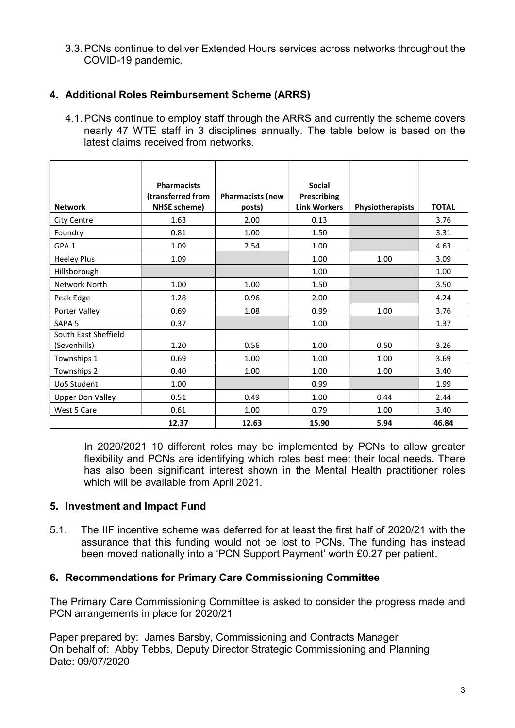3.3. PCNs continue to deliver Extended Hours services across networks throughout the COVID-19 pandemic.

## 4. Additional Roles Reimbursement Scheme (ARRS)

4.1. PCNs continue to employ staff through the ARRS and currently the scheme covers nearly 47 WTE staff in 3 disciplines annually. The table below is based on the latest claims received from networks.

| Network | Pharmacists (transferred from NHSE scheme) | Pharmacists (new posts) | Social Prescribing Link Workers | Physiotherapists | TOTAL |
|---|---|---|---|---|---|
| City Centre | 1.63 | 2.00 | 0.13 | | 3.76 |
| Foundry | 0.81 | 1.00 | 1.50 | | 3.31 |
| GPA 1 | 1.09 | 2.54 | 1.00 | | 4.63 |
| Heeley Plus | 1.09 | | 1.00 | 1.00 | 3.09 |
| Hillsborough | | | 1.00 | | 1.00 |
| Network North | 1.00 | 1.00 | 1.50 | | 3.50 |
| Peak Edge | 1.28 | 0.96 | 2.00 | | 4.24 |
| Porter Valley | 0.69 | 1.08 | 0.99 | 1.00 | 3.76 |
| SAPA 5 | 0.37 | | 1.00 | | 1.37 |
| South East Sheffield (Sevenhills) | 1.20 | 0.56 | 1.00 | 0.50 | 3.26 |
| Townships 1 | 0.69 | 1.00 | 1.00 | 1.00 | 3.69 |
| Townships 2 | 0.40 | 1.00 | 1.00 | 1.00 | 3.40 |
| UoS Student | 1.00 | | 0.99 | | 1.99 |
| Upper Don Valley | 0.51 | 0.49 | 1.00 | 0.44 | 2.44 |
| West 5 Care | 0.61 | 1.00 | 0.79 | 1.00 | 3.40 |
| | 12.37 | 12.63 | 15.90 | 5.94 | 46.84 |

In 2020/2021 10 different roles may be implemented by PCNs to allow greater flexibility and PCNs are identifying which roles best meet their local needs. There has also been significant interest shown in the Mental Health practitioner roles which will be available from April 2021.

## 5. Investment and Impact Fund

5.1. The IIF incentive scheme was deferred for at least the first half of 2020/21 with the assurance that this funding would not be lost to PCNs. The funding has instead been moved nationally into a 'PCN Support Payment' worth £0.27 per patient.

## 6. Recommendations for Primary Care Commissioning Committee

The Primary Care Commissioning Committee is asked to consider the progress made and PCN arrangements in place for 2020/21

Paper prepared by: James Barsby, Commissioning and Contracts Manager
On behalf of: Abby Tebbs, Deputy Director Strategic Commissioning and Planning
Date: 09/07/2020